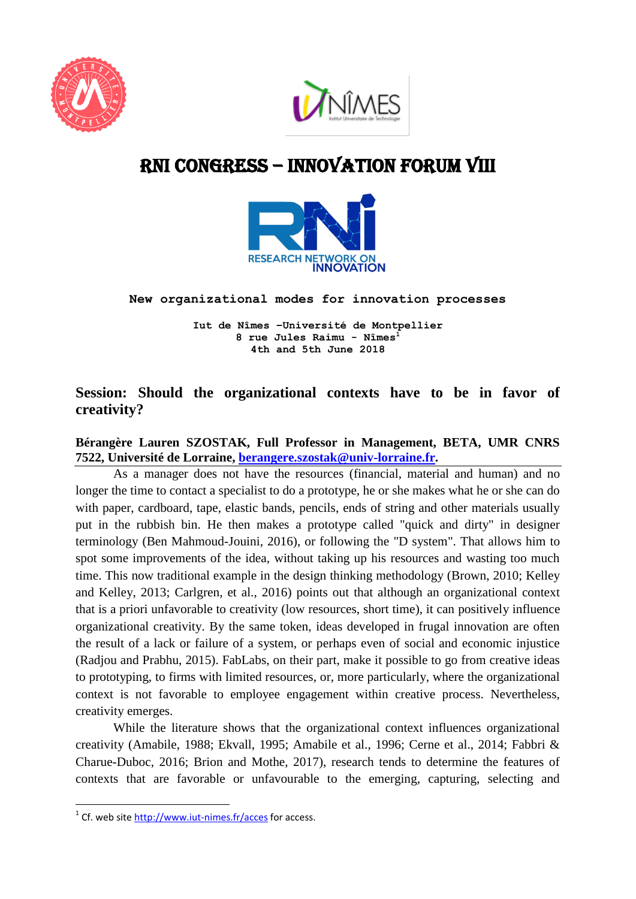# RNI CONGRESS – INNOVATION FORUM VIII

**New organizational modes for innovation processes**

**Iut de Nîmes –Université de Montpellier**
**8 rue Jules Raimu - Nîmes[1]**
**4th and 5th June 2018**

## Session: Should the organizational contexts have to be in favor of creativity?

**Bérangère Lauren SZOSTAK, Full Professor in Management, BETA, UMR CNRS 7522, Université de Lorraine, berangere.szostak@univ-lorraine.fr.**

As a manager does not have the resources (financial, material and human) and no longer the time to contact a specialist to do a prototype, he or she makes what he or she can do with paper, cardboard, tape, elastic bands, pencils, ends of string and other materials usually put in the rubbish bin. He then makes a prototype called "quick and dirty" in designer terminology (Ben Mahmoud-Jouini, 2016), or following the "D system". That allows him to spot some improvements of the idea, without taking up his resources and wasting too much time. This now traditional example in the design thinking methodology (Brown, 2010; Kelley and Kelley, 2013; Carlgren, et al., 2016) points out that although an organizational context that is a priori unfavorable to creativity (low resources, short time), it can positively influence organizational creativity. By the same token, ideas developed in frugal innovation are often the result of a lack or failure of a system, or perhaps even of social and economic injustice (Radjou and Prabhu, 2015). FabLabs, on their part, make it possible to go from creative ideas to prototyping, to firms with limited resources, or, more particularly, where the organizational context is not favorable to employee engagement within creative process. Nevertheless, creativity emerges.

While the literature shows that the organizational context influences organizational creativity (Amabile, 1988; Ekvall, 1995; Amabile et al., 1996; Cerne et al., 2014; Fabbri & Charue-Duboc, 2016; Brion and Mothe, 2017), research tends to determine the features of contexts that are favorable or unfavourable to the emerging, capturing, selecting and

---

[1] Cf. web site http://www.iut-nimes.fr/acces for access.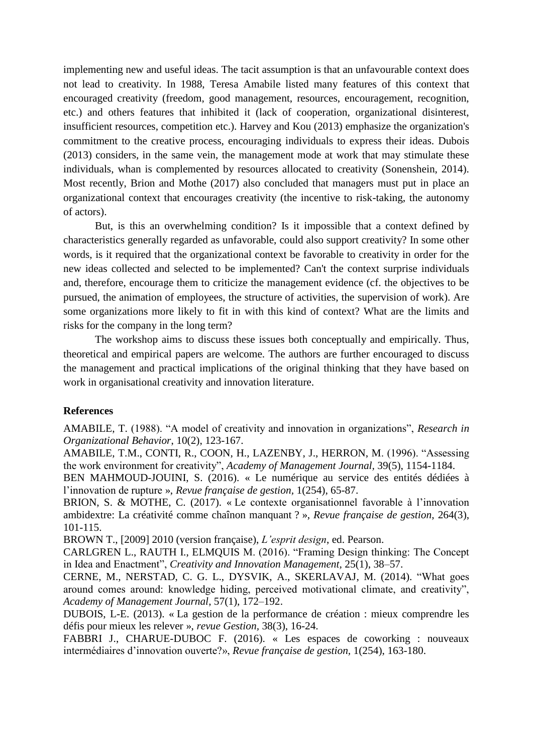implementing new and useful ideas. The tacit assumption is that an unfavourable context does not lead to creativity. In 1988, Teresa Amabile listed many features of this context that encouraged creativity (freedom, good management, resources, encouragement, recognition, etc.) and others features that inhibited it (lack of cooperation, organizational disinterest, insufficient resources, competition etc.). Harvey and Kou (2013) emphasize the organization's commitment to the creative process, encouraging individuals to express their ideas. Dubois (2013) considers, in the same vein, the management mode at work that may stimulate these individuals, whan is complemented by resources allocated to creativity (Sonenshein, 2014). Most recently, Brion and Mothe (2017) also concluded that managers must put in place an organizational context that encourages creativity (the incentive to risk-taking, the autonomy of actors).

But, is this an overwhelming condition? Is it impossible that a context defined by characteristics generally regarded as unfavorable, could also support creativity? In some other words, is it required that the organizational context be favorable to creativity in order for the new ideas collected and selected to be implemented? Can't the context surprise individuals and, therefore, encourage them to criticize the management evidence (cf. the objectives to be pursued, the animation of employees, the structure of activities, the supervision of work). Are some organizations more likely to fit in with this kind of context? What are the limits and risks for the company in the long term?

The workshop aims to discuss these issues both conceptually and empirically. Thus, theoretical and empirical papers are welcome. The authors are further encouraged to discuss the management and practical implications of the original thinking that they have based on work in organisational creativity and innovation literature.

**References**

AMABILE, T. (1988). "A model of creativity and innovation in organizations", *Research in Organizational Behavior*, 10(2), 123-167.

AMABILE, T.M., CONTI, R., COON, H., LAZENBY, J., HERRON, M. (1996). "Assessing the work environment for creativity", *Academy of Management Journal*, 39(5), 1154-1184.

BEN MAHMOUD-JOUINI, S. (2016). « Le numérique au service des entités dédiées à l'innovation de rupture », *Revue française de gestion*, 1(254), 65-87.

BRION, S. & MOTHE, C. (2017). « Le contexte organisationnel favorable à l'innovation ambidextre: La créativité comme chaînon manquant ? », *Revue française de gestion*, 264(3), 101-115.

BROWN T., [2009] 2010 (version française), *L'esprit design*, ed. Pearson.

CARLGREN L., RAUTH I., ELMQUIS M. (2016). "Framing Design thinking: The Concept in Idea and Enactment", *Creativity and Innovation Management*, 25(1), 38–57.

CERNE, M., NERSTAD, C. G. L., DYSVIK, A., SKERLAVAJ, M. (2014). "What goes around comes around: knowledge hiding, perceived motivational climate, and creativity", *Academy of Management Journal*, 57(1), 172–192.

DUBOIS, L-E. (2013). « La gestion de la performance de création : mieux comprendre les défis pour mieux les relever », *revue Gestion*, 38(3), 16-24.

FABBRI J., CHARUE-DUBOC F. (2016). « Les espaces de coworking : nouveaux intermédiaires d'innovation ouverte?», *Revue française de gestion*, 1(254), 163-180.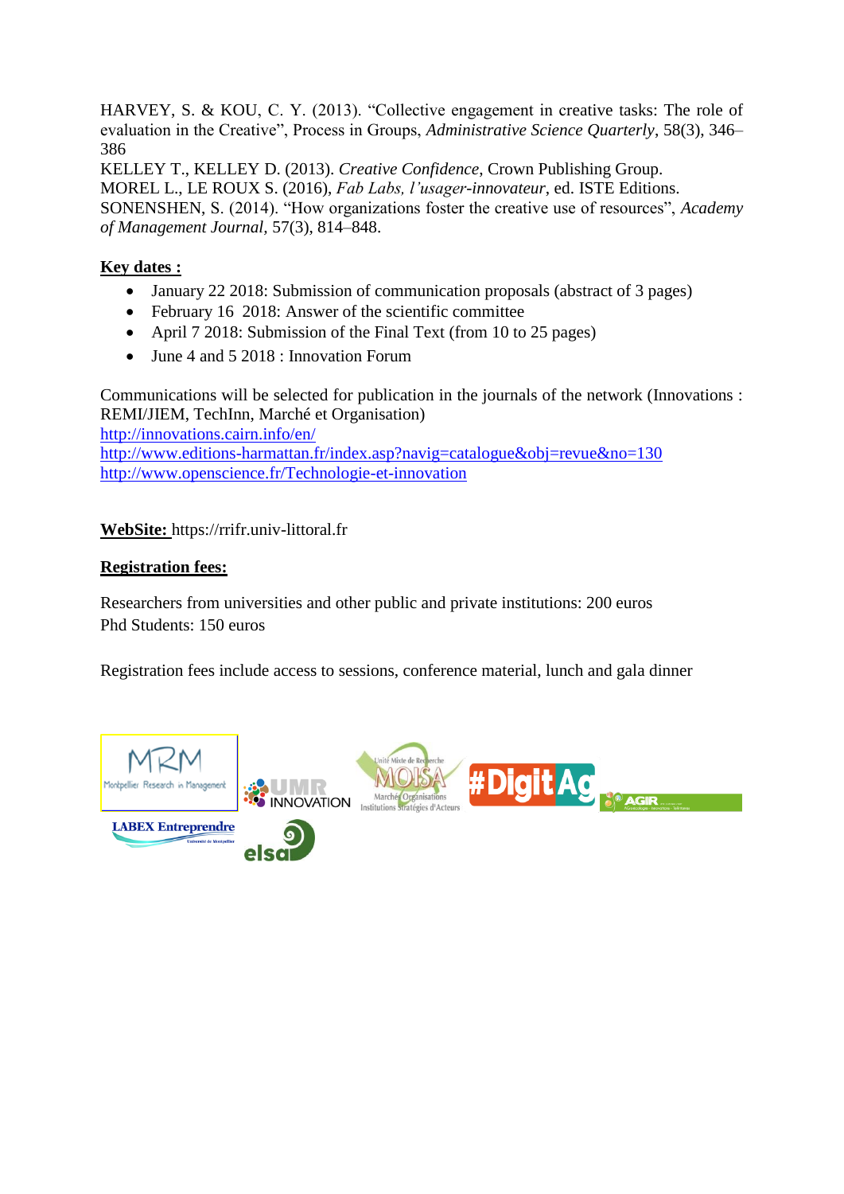HARVEY, S. & KOU, C. Y. (2013). "Collective engagement in creative tasks: The role of evaluation in the Creative", Process in Groups, *Administrative Science Quarterly*, 58(3), 346–386

KELLEY T., KELLEY D. (2013). *Creative Confidence*, Crown Publishing Group.

MOREL L., LE ROUX S. (2016), *Fab Labs, l'usager-innovateur*, ed. ISTE Editions.

SONENSHEN, S. (2014). "How organizations foster the creative use of resources", *Academy of Management Journal*, 57(3), 814–848.

**Key dates :**

- January 22 2018: Submission of communication proposals (abstract of 3 pages)
- February 16 2018: Answer of the scientific committee
- April 7 2018: Submission of the Final Text (from 10 to 25 pages)
- June 4 and 5 2018 : Innovation Forum

Communications will be selected for publication in the journals of the network (Innovations : REMI/JIEM, TechInn, Marché et Organisation)

http://innovations.cairn.info/en/
http://www.editions-harmattan.fr/index.asp?navig=catalogue&obj=revue&no=130
http://www.openscience.fr/Technologie-et-innovation

**WebSite:** https://rrifr.univ-littoral.fr

**Registration fees:**

Researchers from universities and other public and private institutions: 200 euros
Phd Students: 150 euros

Registration fees include access to sessions, conference material, lunch and gala dinner